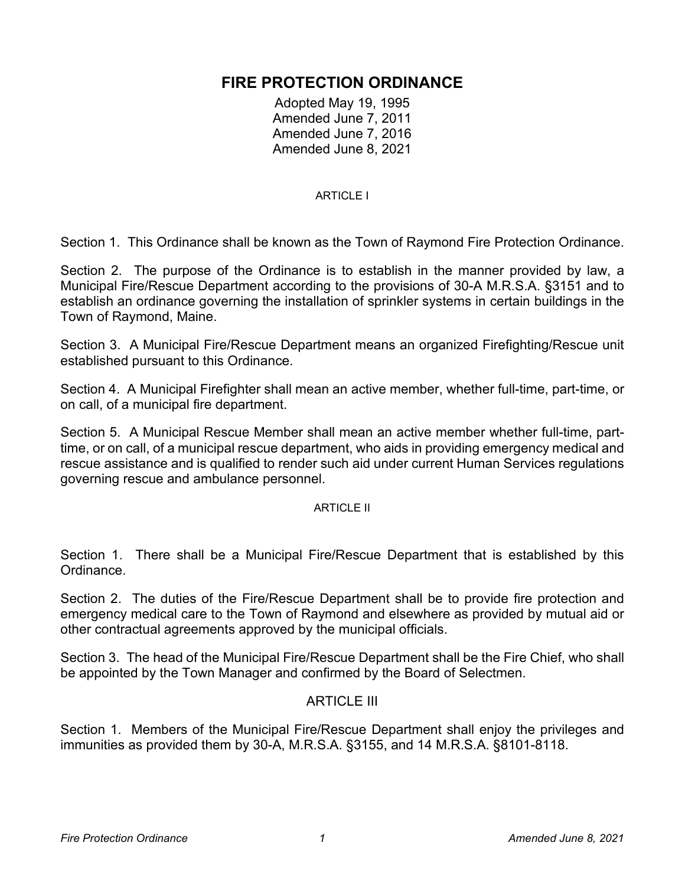# FIRE PROTECTION ORDINANCE

Adopted May 19, 1995
Amended June 7, 2011
Amended June 7, 2016
Amended June 8, 2021

## ARTICLE I

Section 1. This Ordinance shall be known as the Town of Raymond Fire Protection Ordinance.

Section 2. The purpose of the Ordinance is to establish in the manner provided by law, a Municipal Fire/Rescue Department according to the provisions of 30-A M.R.S.A. §3151 and to establish an ordinance governing the installation of sprinkler systems in certain buildings in the Town of Raymond, Maine.

Section 3. A Municipal Fire/Rescue Department means an organized Firefighting/Rescue unit established pursuant to this Ordinance.

Section 4. A Municipal Firefighter shall mean an active member, whether full-time, part-time, or on call, of a municipal fire department.

Section 5. A Municipal Rescue Member shall mean an active member whether full-time, part-time, or on call, of a municipal rescue department, who aids in providing emergency medical and rescue assistance and is qualified to render such aid under current Human Services regulations governing rescue and ambulance personnel.

## ARTICLE II

Section 1. There shall be a Municipal Fire/Rescue Department that is established by this Ordinance.

Section 2. The duties of the Fire/Rescue Department shall be to provide fire protection and emergency medical care to the Town of Raymond and elsewhere as provided by mutual aid or other contractual agreements approved by the municipal officials.

Section 3. The head of the Municipal Fire/Rescue Department shall be the Fire Chief, who shall be appointed by the Town Manager and confirmed by the Board of Selectmen.

## ARTICLE III

Section 1. Members of the Municipal Fire/Rescue Department shall enjoy the privileges and immunities as provided them by 30-A, M.R.S.A. §3155, and 14 M.R.S.A. §8101-8118.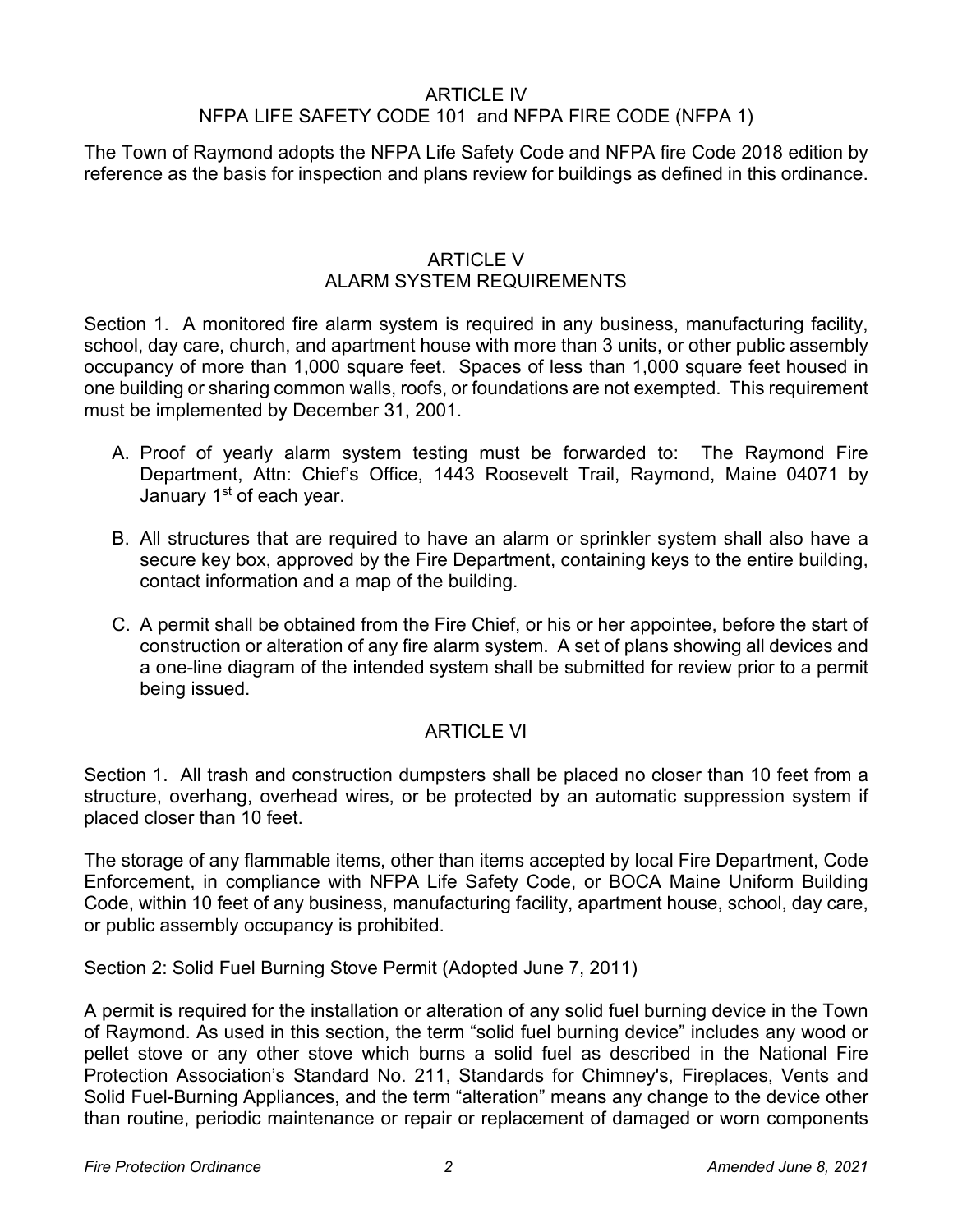## ARTICLE IV
## NFPA LIFE SAFETY CODE 101 and NFPA FIRE CODE (NFPA 1)

The Town of Raymond adopts the NFPA Life Safety Code and NFPA fire Code 2018 edition by reference as the basis for inspection and plans review for buildings as defined in this ordinance.

## ARTICLE V
## ALARM SYSTEM REQUIREMENTS

Section 1. A monitored fire alarm system is required in any business, manufacturing facility, school, day care, church, and apartment house with more than 3 units, or other public assembly occupancy of more than 1,000 square feet. Spaces of less than 1,000 square feet housed in one building or sharing common walls, roofs, or foundations are not exempted. This requirement must be implemented by December 31, 2001.

A. Proof of yearly alarm system testing must be forwarded to: The Raymond Fire Department, Attn: Chief's Office, 1443 Roosevelt Trail, Raymond, Maine 04071 by January 1st of each year.

B. All structures that are required to have an alarm or sprinkler system shall also have a secure key box, approved by the Fire Department, containing keys to the entire building, contact information and a map of the building.

C. A permit shall be obtained from the Fire Chief, or his or her appointee, before the start of construction or alteration of any fire alarm system. A set of plans showing all devices and a one-line diagram of the intended system shall be submitted for review prior to a permit being issued.

## ARTICLE VI

Section 1. All trash and construction dumpsters shall be placed no closer than 10 feet from a structure, overhang, overhead wires, or be protected by an automatic suppression system if placed closer than 10 feet.

The storage of any flammable items, other than items accepted by local Fire Department, Code Enforcement, in compliance with NFPA Life Safety Code, or BOCA Maine Uniform Building Code, within 10 feet of any business, manufacturing facility, apartment house, school, day care, or public assembly occupancy is prohibited.

Section 2: Solid Fuel Burning Stove Permit (Adopted June 7, 2011)

A permit is required for the installation or alteration of any solid fuel burning device in the Town of Raymond. As used in this section, the term "solid fuel burning device" includes any wood or pellet stove or any other stove which burns a solid fuel as described in the National Fire Protection Association's Standard No. 211, Standards for Chimney's, Fireplaces, Vents and Solid Fuel-Burning Appliances, and the term "alteration" means any change to the device other than routine, periodic maintenance or repair or replacement of damaged or worn components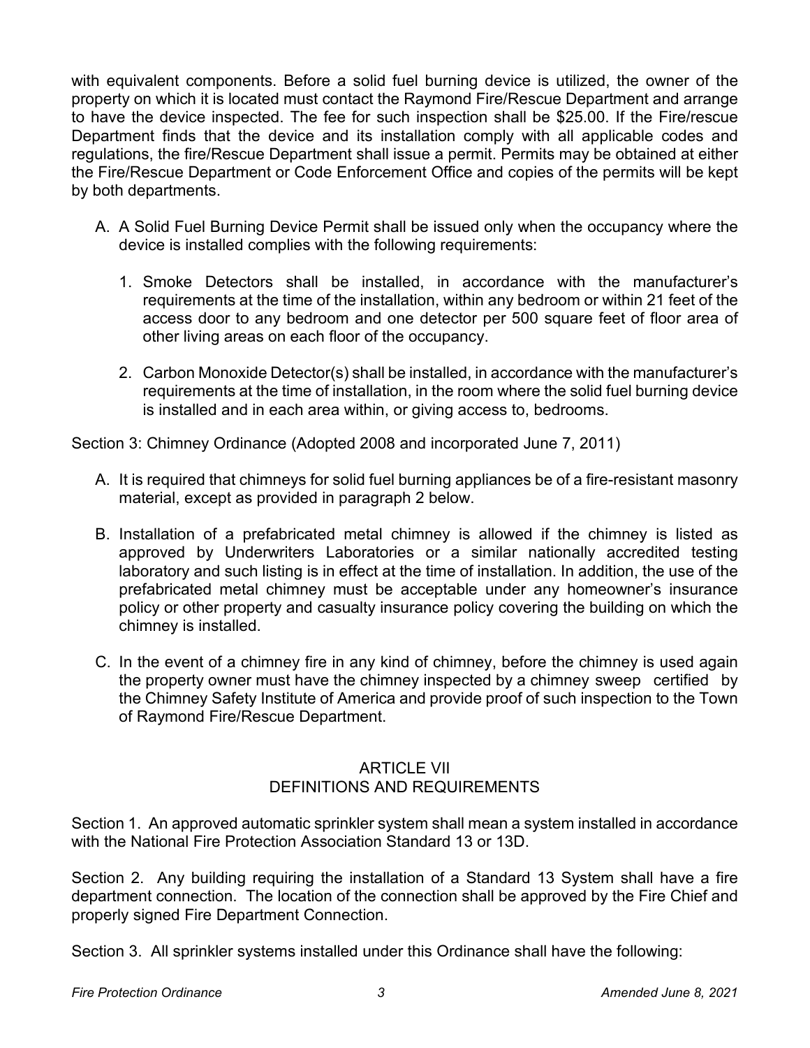with equivalent components. Before a solid fuel burning device is utilized, the owner of the property on which it is located must contact the Raymond Fire/Rescue Department and arrange to have the device inspected. The fee for such inspection shall be $25.00. If the Fire/rescue Department finds that the device and its installation comply with all applicable codes and regulations, the fire/Rescue Department shall issue a permit. Permits may be obtained at either the Fire/Rescue Department or Code Enforcement Office and copies of the permits will be kept by both departments.

A. A Solid Fuel Burning Device Permit shall be issued only when the occupancy where the device is installed complies with the following requirements:

   1. Smoke Detectors shall be installed, in accordance with the manufacturer's requirements at the time of the installation, within any bedroom or within 21 feet of the access door to any bedroom and one detector per 500 square feet of floor area of other living areas on each floor of the occupancy.

   2. Carbon Monoxide Detector(s) shall be installed, in accordance with the manufacturer's requirements at the time of installation, in the room where the solid fuel burning device is installed and in each area within, or giving access to, bedrooms.

Section 3: Chimney Ordinance (Adopted 2008 and incorporated June 7, 2011)

A. It is required that chimneys for solid fuel burning appliances be of a fire-resistant masonry material, except as provided in paragraph 2 below.

B. Installation of a prefabricated metal chimney is allowed if the chimney is listed as approved by Underwriters Laboratories or a similar nationally accredited testing laboratory and such listing is in effect at the time of installation. In addition, the use of the prefabricated metal chimney must be acceptable under any homeowner's insurance policy or other property and casualty insurance policy covering the building on which the chimney is installed.

C. In the event of a chimney fire in any kind of chimney, before the chimney is used again the property owner must have the chimney inspected by a chimney sweep certified by the Chimney Safety Institute of America and provide proof of such inspection to the Town of Raymond Fire/Rescue Department.

## ARTICLE VII
## DEFINITIONS AND REQUIREMENTS

Section 1. An approved automatic sprinkler system shall mean a system installed in accordance with the National Fire Protection Association Standard 13 or 13D.

Section 2. Any building requiring the installation of a Standard 13 System shall have a fire department connection. The location of the connection shall be approved by the Fire Chief and properly signed Fire Department Connection.

Section 3. All sprinkler systems installed under this Ordinance shall have the following: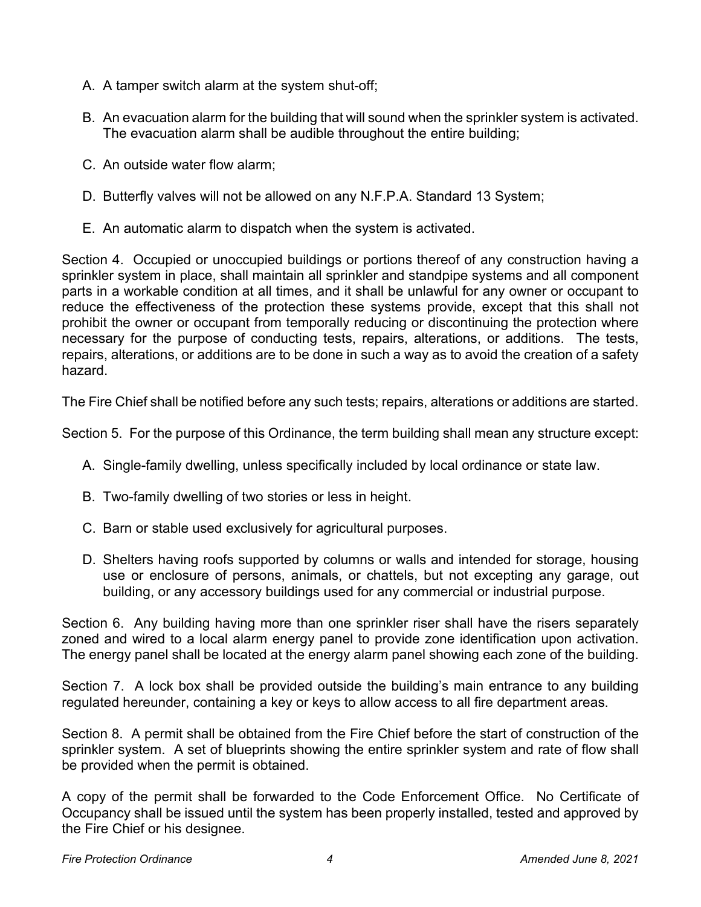A. A tamper switch alarm at the system shut-off;

B. An evacuation alarm for the building that will sound when the sprinkler system is activated. The evacuation alarm shall be audible throughout the entire building;

C. An outside water flow alarm;

D. Butterfly valves will not be allowed on any N.F.P.A. Standard 13 System;

E. An automatic alarm to dispatch when the system is activated.

Section 4. Occupied or unoccupied buildings or portions thereof of any construction having a sprinkler system in place, shall maintain all sprinkler and standpipe systems and all component parts in a workable condition at all times, and it shall be unlawful for any owner or occupant to reduce the effectiveness of the protection these systems provide, except that this shall not prohibit the owner or occupant from temporally reducing or discontinuing the protection where necessary for the purpose of conducting tests, repairs, alterations, or additions. The tests, repairs, alterations, or additions are to be done in such a way as to avoid the creation of a safety hazard.

The Fire Chief shall be notified before any such tests; repairs, alterations or additions are started.

Section 5. For the purpose of this Ordinance, the term building shall mean any structure except:

A. Single-family dwelling, unless specifically included by local ordinance or state law.

B. Two-family dwelling of two stories or less in height.

C. Barn or stable used exclusively for agricultural purposes.

D. Shelters having roofs supported by columns or walls and intended for storage, housing use or enclosure of persons, animals, or chattels, but not excepting any garage, out building, or any accessory buildings used for any commercial or industrial purpose.

Section 6. Any building having more than one sprinkler riser shall have the risers separately zoned and wired to a local alarm energy panel to provide zone identification upon activation. The energy panel shall be located at the energy alarm panel showing each zone of the building.

Section 7. A lock box shall be provided outside the building's main entrance to any building regulated hereunder, containing a key or keys to allow access to all fire department areas.

Section 8. A permit shall be obtained from the Fire Chief before the start of construction of the sprinkler system. A set of blueprints showing the entire sprinkler system and rate of flow shall be provided when the permit is obtained.

A copy of the permit shall be forwarded to the Code Enforcement Office. No Certificate of Occupancy shall be issued until the system has been properly installed, tested and approved by the Fire Chief or his designee.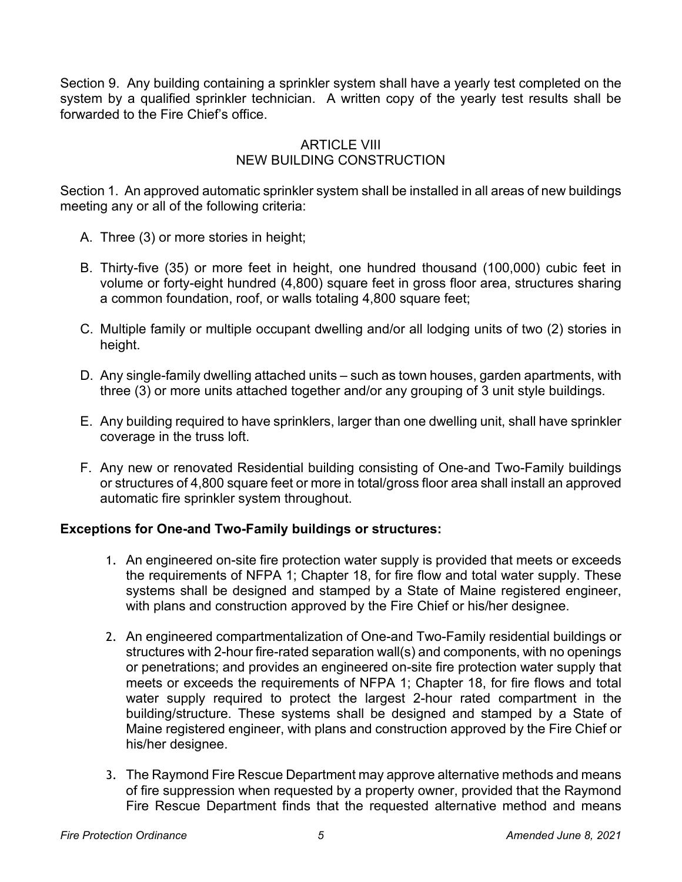Section 9. Any building containing a sprinkler system shall have a yearly test completed on the system by a qualified sprinkler technician. A written copy of the yearly test results shall be forwarded to the Fire Chief's office.

## ARTICLE VIII
## NEW BUILDING CONSTRUCTION

Section 1. An approved automatic sprinkler system shall be installed in all areas of new buildings meeting any or all of the following criteria:

A. Three (3) or more stories in height;

B. Thirty-five (35) or more feet in height, one hundred thousand (100,000) cubic feet in volume or forty-eight hundred (4,800) square feet in gross floor area, structures sharing a common foundation, roof, or walls totaling 4,800 square feet;

C. Multiple family or multiple occupant dwelling and/or all lodging units of two (2) stories in height.

D. Any single-family dwelling attached units – such as town houses, garden apartments, with three (3) or more units attached together and/or any grouping of 3 unit style buildings.

E. Any building required to have sprinklers, larger than one dwelling unit, shall have sprinkler coverage in the truss loft.

F. Any new or renovated Residential building consisting of One-and Two-Family buildings or structures of 4,800 square feet or more in total/gross floor area shall install an approved automatic fire sprinkler system throughout.

**Exceptions for One-and Two-Family buildings or structures:**

1. An engineered on-site fire protection water supply is provided that meets or exceeds the requirements of NFPA 1; Chapter 18, for fire flow and total water supply. These systems shall be designed and stamped by a State of Maine registered engineer, with plans and construction approved by the Fire Chief or his/her designee.

2. An engineered compartmentalization of One-and Two-Family residential buildings or structures with 2-hour fire-rated separation wall(s) and components, with no openings or penetrations; and provides an engineered on-site fire protection water supply that meets or exceeds the requirements of NFPA 1; Chapter 18, for fire flows and total water supply required to protect the largest 2-hour rated compartment in the building/structure. These systems shall be designed and stamped by a State of Maine registered engineer, with plans and construction approved by the Fire Chief or his/her designee.

3. The Raymond Fire Rescue Department may approve alternative methods and means of fire suppression when requested by a property owner, provided that the Raymond Fire Rescue Department finds that the requested alternative method and means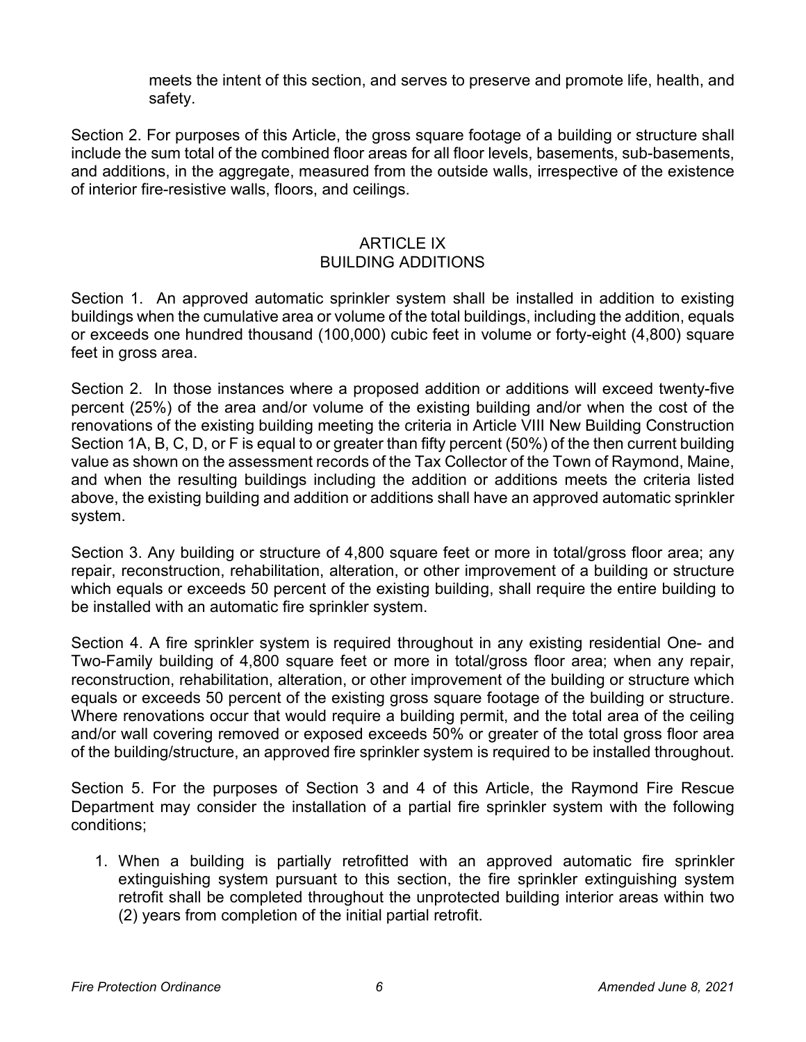meets the intent of this section, and serves to preserve and promote life, health, and safety.

Section 2. For purposes of this Article, the gross square footage of a building or structure shall include the sum total of the combined floor areas for all floor levels, basements, sub-basements, and additions, in the aggregate, measured from the outside walls, irrespective of the existence of interior fire-resistive walls, floors, and ceilings.

## ARTICLE IX
## BUILDING ADDITIONS

Section 1. An approved automatic sprinkler system shall be installed in addition to existing buildings when the cumulative area or volume of the total buildings, including the addition, equals or exceeds one hundred thousand (100,000) cubic feet in volume or forty-eight (4,800) square feet in gross area.

Section 2. In those instances where a proposed addition or additions will exceed twenty-five percent (25%) of the area and/or volume of the existing building and/or when the cost of the renovations of the existing building meeting the criteria in Article VIII New Building Construction Section 1A, B, C, D, or F is equal to or greater than fifty percent (50%) of the then current building value as shown on the assessment records of the Tax Collector of the Town of Raymond, Maine, and when the resulting buildings including the addition or additions meets the criteria listed above, the existing building and addition or additions shall have an approved automatic sprinkler system.

Section 3. Any building or structure of 4,800 square feet or more in total/gross floor area; any repair, reconstruction, rehabilitation, alteration, or other improvement of a building or structure which equals or exceeds 50 percent of the existing building, shall require the entire building to be installed with an automatic fire sprinkler system.

Section 4. A fire sprinkler system is required throughout in any existing residential One- and Two-Family building of 4,800 square feet or more in total/gross floor area; when any repair, reconstruction, rehabilitation, alteration, or other improvement of the building or structure which equals or exceeds 50 percent of the existing gross square footage of the building or structure. Where renovations occur that would require a building permit, and the total area of the ceiling and/or wall covering removed or exposed exceeds 50% or greater of the total gross floor area of the building/structure, an approved fire sprinkler system is required to be installed throughout.

Section 5. For the purposes of Section 3 and 4 of this Article, the Raymond Fire Rescue Department may consider the installation of a partial fire sprinkler system with the following conditions;

1. When a building is partially retrofitted with an approved automatic fire sprinkler extinguishing system pursuant to this section, the fire sprinkler extinguishing system retrofit shall be completed throughout the unprotected building interior areas within two (2) years from completion of the initial partial retrofit.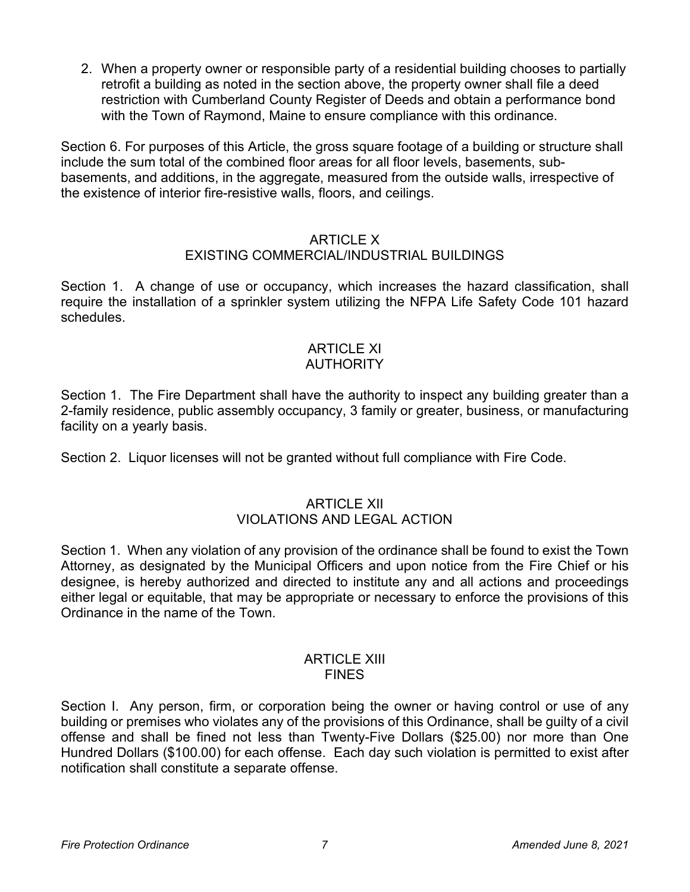2. When a property owner or responsible party of a residential building chooses to partially retrofit a building as noted in the section above, the property owner shall file a deed restriction with Cumberland County Register of Deeds and obtain a performance bond with the Town of Raymond, Maine to ensure compliance with this ordinance.

Section 6. For purposes of this Article, the gross square footage of a building or structure shall include the sum total of the combined floor areas for all floor levels, basements, sub-basements, and additions, in the aggregate, measured from the outside walls, irrespective of the existence of interior fire-resistive walls, floors, and ceilings.

## ARTICLE X
## EXISTING COMMERCIAL/INDUSTRIAL BUILDINGS

Section 1. A change of use or occupancy, which increases the hazard classification, shall require the installation of a sprinkler system utilizing the NFPA Life Safety Code 101 hazard schedules.

## ARTICLE XI
## AUTHORITY

Section 1. The Fire Department shall have the authority to inspect any building greater than a 2-family residence, public assembly occupancy, 3 family or greater, business, or manufacturing facility on a yearly basis.

Section 2. Liquor licenses will not be granted without full compliance with Fire Code.

## ARTICLE XII
## VIOLATIONS AND LEGAL ACTION

Section 1. When any violation of any provision of the ordinance shall be found to exist the Town Attorney, as designated by the Municipal Officers and upon notice from the Fire Chief or his designee, is hereby authorized and directed to institute any and all actions and proceedings either legal or equitable, that may be appropriate or necessary to enforce the provisions of this Ordinance in the name of the Town.

## ARTICLE XIII
## FINES

Section I. Any person, firm, or corporation being the owner or having control or use of any building or premises who violates any of the provisions of this Ordinance, shall be guilty of a civil offense and shall be fined not less than Twenty-Five Dollars ($25.00) nor more than One Hundred Dollars ($100.00) for each offense. Each day such violation is permitted to exist after notification shall constitute a separate offense.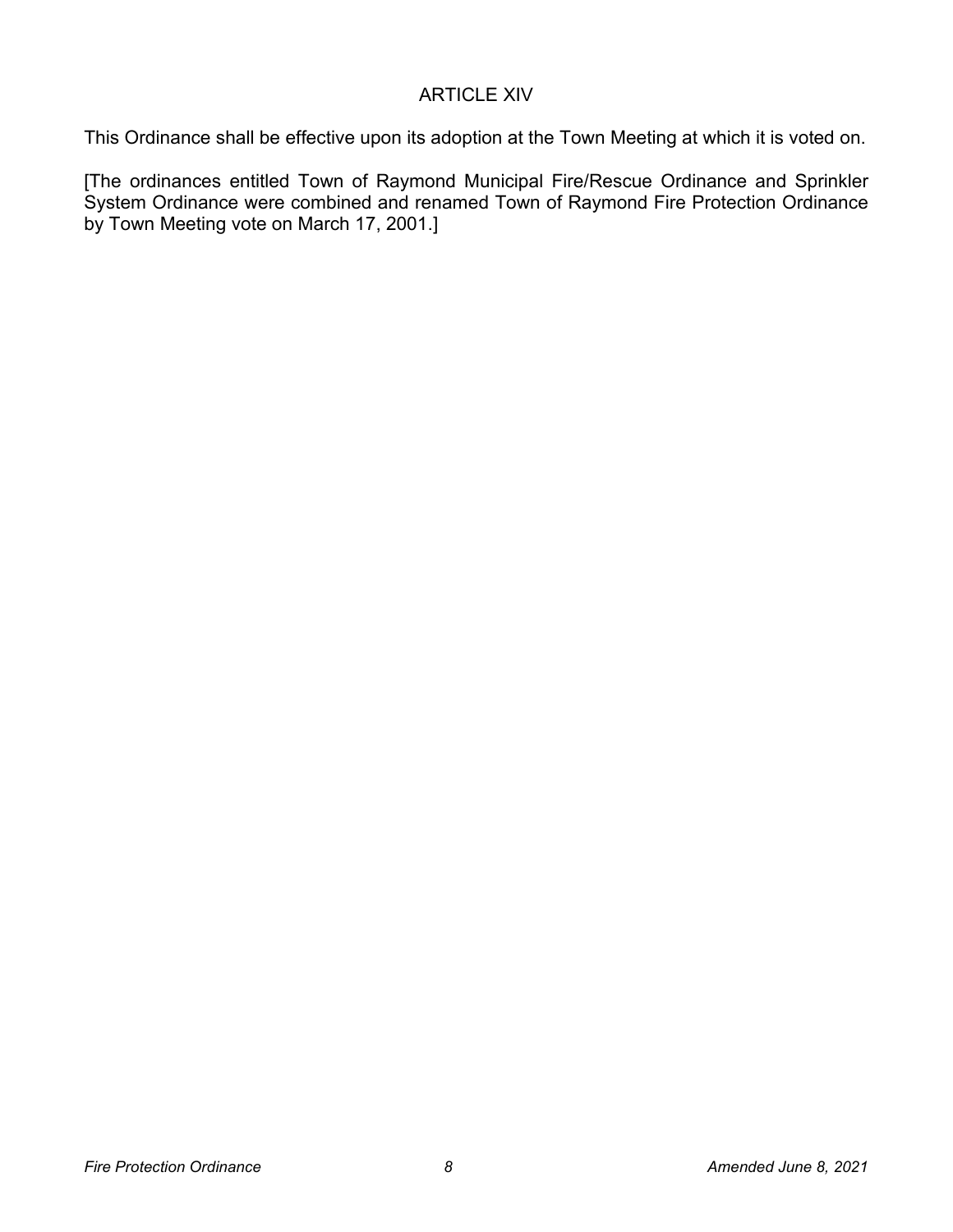## ARTICLE XIV

This Ordinance shall be effective upon its adoption at the Town Meeting at which it is voted on.

[The ordinances entitled Town of Raymond Municipal Fire/Rescue Ordinance and Sprinkler System Ordinance were combined and renamed Town of Raymond Fire Protection Ordinance by Town Meeting vote on March 17, 2001.]